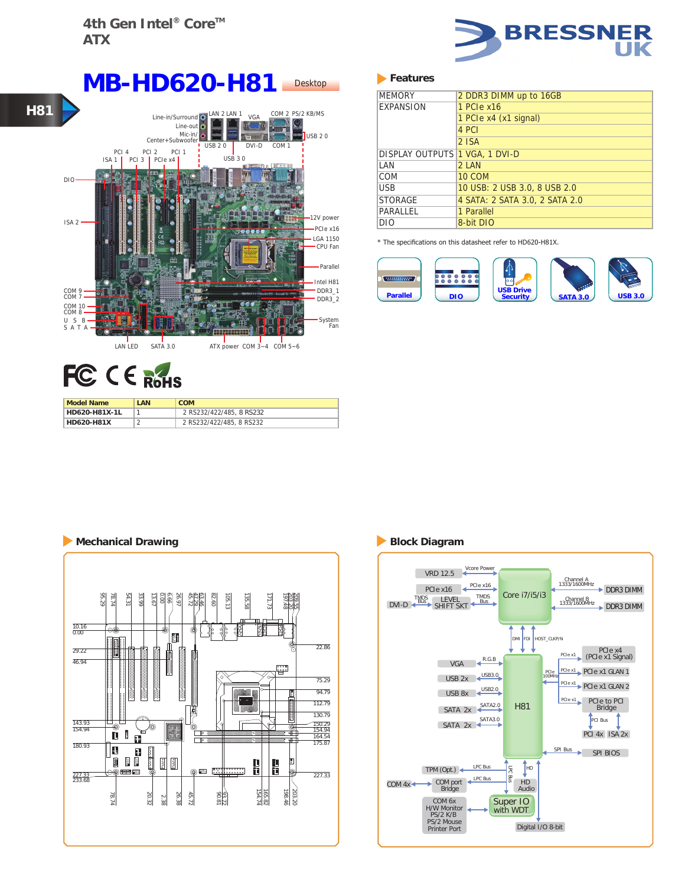4th Gen Intel® Core™
ATX

# MB-HD620-H81

Desktop

H81

## Features

| MEMORY | 2 DDR3 DIMM up to 16GB |
|---|---|
| EXPANSION | 1 PCIe x16 |
| | 1 PCIe x4 (x1 signal) |
| | 4 PCI |
| | 2 ISA |
| DISPLAY OUTPUTS | 1 VGA, 1 DVI-D |
| LAN | 2 LAN |
| COM | 10 COM |
| USB | 10 USB: 2 USB 3.0, 8 USB 2.0 |
| STORAGE | 4 SATA: 2 SATA 3.0, 2 SATA 2.0 |
| PARALLEL | 1 Parallel |
| DIO | 8-bit DIO |

* The specifications on this datasheet refer to HD620-H81X.

Parallel | DIO | USB Drive Security | SATA 3.0 | USB 3.0

| Model Name | LAN | COM |
|---|---|---|
| HD620-H81X-1L | 1 | 2 RS232/422/485, 8 RS232 |
| HD620-H81X | 2 | 2 RS232/422/485, 8 RS232 |

## Mechanical Drawing

## Block Diagram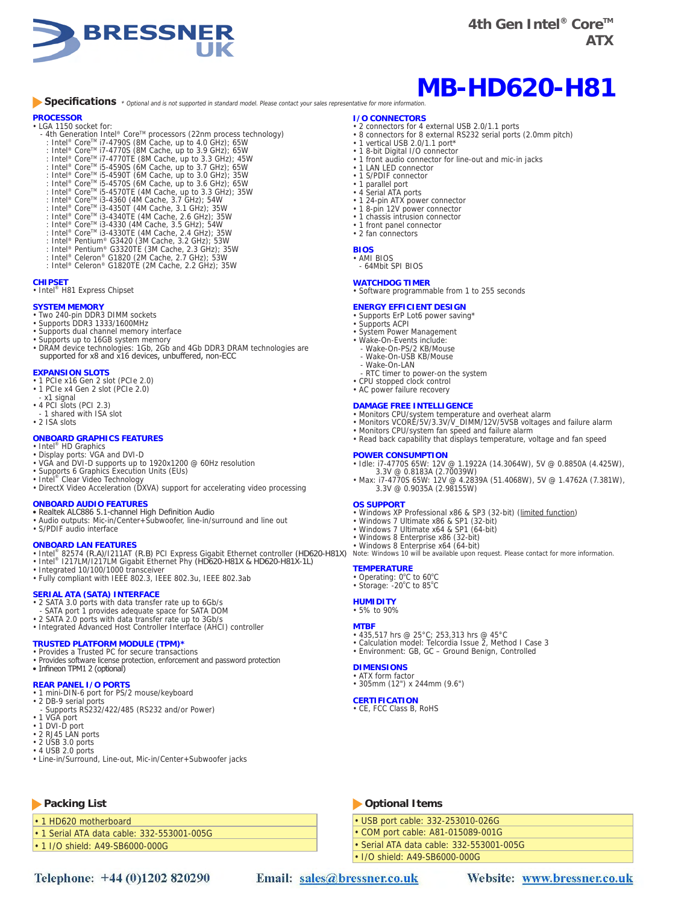# 4th Gen Intel® Core™ ATX

# MB-HD620-H81

## Specifications

*\* Optional and is not supported in standard model. Please contact your sales representative for more information.*

### PROCESSOR
- LGA 1150 socket for:
  - 4th Generation Intel® Core™ processors (22nm process technology)
    - : Intel® Core™ i7-4790S (8M Cache, up to 4.0 GHz); 65W
    - : Intel® Core™ i7-4770S (8M Cache, up to 3.9 GHz); 65W
    - : Intel® Core™ i7-4770TE (8M Cache, up to 3.3 GHz); 45W
    - : Intel® Core™ i5-4590S (6M Cache, up to 3.7 GHz); 65W
    - : Intel® Core™ i5-4590T (6M Cache, up to 3.0 GHz); 35W
    - : Intel® Core™ i5-4570S (6M Cache, up to 3.6 GHz); 65W
    - : Intel® Core™ i5-4570TE (4M Cache, up to 3.3 GHz); 35W
    - : Intel® Core™ i3-4360 (4M Cache, 3.7 GHz); 54W
    - : Intel® Core™ i3-4350T (4M Cache, 3.1 GHz); 35W
    - : Intel® Core™ i3-4340TE (4M Cache, 2.6 GHz); 35W
    - : Intel® Core™ i3-4330 (4M Cache, 3.5 GHz); 54W
    - : Intel® Core™ i3-4330TE (4M Cache, 2.4 GHz); 35W
    - : Intel® Pentium® G3420 (3M Cache, 3.2 GHz); 53W
    - : Intel® Pentium® G3320TE (3M Cache, 2.3 GHz); 35W
    - : Intel® Celeron® G1820 (2M Cache, 2.7 GHz); 53W
    - : Intel® Celeron® G1820TE (2M Cache, 2.2 GHz); 35W

### CHIPSET
- Intel® H81 Express Chipset

### SYSTEM MEMORY
- Two 240-pin DDR3 DIMM sockets
- Supports DDR3 1333/1600MHz
- Supports dual channel memory interface
- Supports up to 16GB system memory
- DRAM device technologies: 1Gb, 2Gb and 4Gb DDR3 DRAM technologies are supported for x8 and x16 devices, unbuffered, non-ECC

### EXPANSION SLOTS
- 1 PCIe x16 Gen 2 slot (PCIe 2.0)
- 1 PCIe x4 Gen 2 slot (PCIe 2.0)
  - x1 signal
- 4 PCI slots (PCI 2.3)
  - 1 shared with ISA slot
- 2 ISA slots

### ONBOARD GRAPHICS FEATURES
- Intel® HD Graphics
- Display ports: VGA and DVI-D
- VGA and DVI-D supports up to 1920x1200 @ 60Hz resolution
- Supports 6 Graphics Execution Units (EUs)
- Intel® Clear Video Technology
- DirectX Video Acceleration (DXVA) support for accelerating video processing

### ONBOARD AUDIO FEATURES
- Realtek ALC886 5.1-channel High Definition Audio
- Audio outputs: Mic-in/Center+Subwoofer, line-in/surround and line out
- S/PDIF audio interface

### ONBOARD LAN FEATURES
- Intel® 82574 (R.A)/I211AT (R.B) PCI Express Gigabit Ethernet controller (HD620-H81X)
- Intel® I217LM/I217LM Gigabit Ethernet Phy (HD620-H81X & HD620-H81X-1L)
- Integrated 10/100/1000 transceiver
- Fully compliant with IEEE 802.3, IEEE 802.3u, IEEE 802.3ab

### SERIAL ATA (SATA) INTERFACE
- 2 SATA 3.0 ports with data transfer rate up to 6Gb/s
  - SATA port 1 provides adequate space for SATA DOM
- 2 SATA 2.0 ports with data transfer rate up to 3Gb/s
- Integrated Advanced Host Controller Interface (AHCI) controller

### TRUSTED PLATFORM MODULE (TPM)*
- Provides a Trusted PC for secure transactions
- Provides software license protection, enforcement and password protection
- Infineon TPM1.2 (optional)

### REAR PANEL I/O PORTS
- 1 mini-DIN-6 port for PS/2 mouse/keyboard
- 2 DB-9 serial ports
  - Supports RS232/422/485 (RS232 and/or Power)
- 1 VGA port
- 1 DVI-D port
- 2 RJ45 LAN ports
- 2 USB 3.0 ports
- 4 USB 2.0 ports
- Line-in/Surround, Line-out, Mic-in/Center+Subwoofer jacks

### I/O CONNECTORS
- 2 connectors for 4 external USB 2.0/1.1 ports
- 8 connectors for 8 external RS232 serial ports (2.0mm pitch)
- 1 vertical USB 2.0/1.1 port*
- 1 8-bit Digital I/O connector
- 1 front audio connector for line-out and mic-in jacks
- 1 LAN LED connector
- 1 S/PDIF connector
- 1 parallel port
- 4 Serial ATA ports
- 1 24-pin ATX power connector
- 1 8-pin 12V power connector
- 1 chassis intrusion connector
- 1 front panel connector
- 2 fan connectors

### BIOS
- AMI BIOS
  - 64Mbit SPI BIOS

### WATCHDOG TIMER
- Software programmable from 1 to 255 seconds

### ENERGY EFFICIENT DESIGN
- Supports ErP Lot6 power saving*
- Supports ACPI
- System Power Management
- Wake-On-Events include:
  - Wake-On-PS/2 KB/Mouse
  - Wake-On-USB KB/Mouse
  - Wake-On-LAN
  - RTC timer to power-on the system
- CPU stopped clock control
- AC power failure recovery

### DAMAGE FREE INTELLIGENCE
- Monitors CPU/system temperature and overheat alarm
- Monitors VCORE/5V/3.3V/V_DIMM/12V/5VSB voltages and failure alarm
- Monitors CPU/system fan speed and failure alarm
- Read back capability that displays temperature, voltage and fan speed

### POWER CONSUMPTION
- Idle: i7-4770S 65W: 12V @ 1.1922A (14.3064W), 5V @ 0.8850A (4.425W), 3.3V @ 0.8183A (2.70039W)
- Max: i7-4770S 65W: 12V @ 4.2839A (51.4068W), 5V @ 1.4762A (7.381W), 3.3V @ 0.9035A (2.98155W)

### OS SUPPORT
- Windows XP Professional x86 & SP3 (32-bit) (limited function)
- Windows 7 Ultimate x86 & SP1 (32-bit)
- Windows 7 Ultimate x64 & SP1 (64-bit)
- Windows 8 Enterprise x86 (32-bit)
- Windows 8 Enterprise x64 (64-bit)

Note: Windows 10 will be available upon request. Please contact for more information.

### TEMPERATURE
- Operating: 0°C to 60°C
- Storage: -20°C to 85°C

### HUMIDITY
- 5% to 90%

### MTBF
- 435,517 hrs @ 25°C; 253,313 hrs @ 45°C
- Calculation model: Telcordia Issue 2, Method I Case 3
- Environment: GB, GC – Ground Benign, Controlled

### DIMENSIONS
- ATX form factor
- 305mm (12") x 244mm (9.6")

### CERTIFICATION
- CE, FCC Class B, RoHS

## Packing List

- 1 HD620 motherboard
- 1 Serial ATA data cable: 332-553001-005G
- 1 I/O shield: A49-SB6000-000G

## Optional Items

- USB port cable: 332-253010-026G
- COM port cable: A81-015089-001G
- Serial ATA data cable: 332-553001-005G
- I/O shield: A49-SB6000-000G

Telephone: +44 (0)1202 820290 Email: sales@bressner.co.uk Website: www.bressner.co.uk